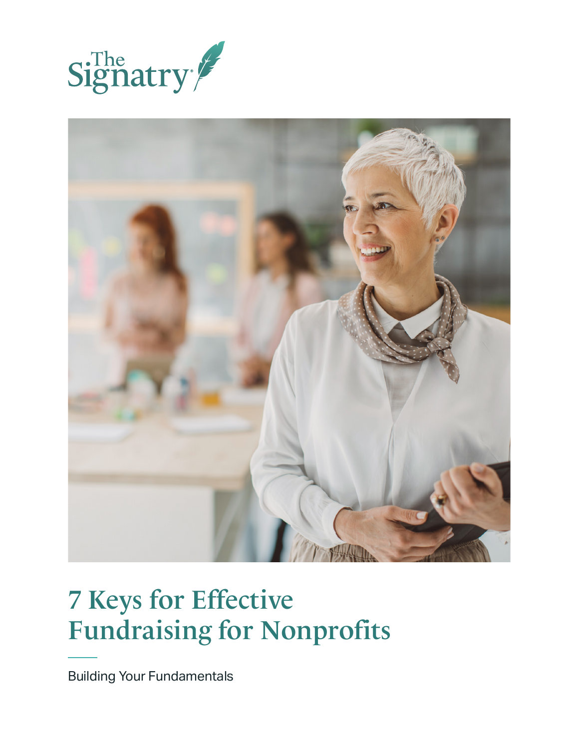The Signatry

# 7 Keys for Effective Fundraising for Nonprofits

Building Your Fundamentals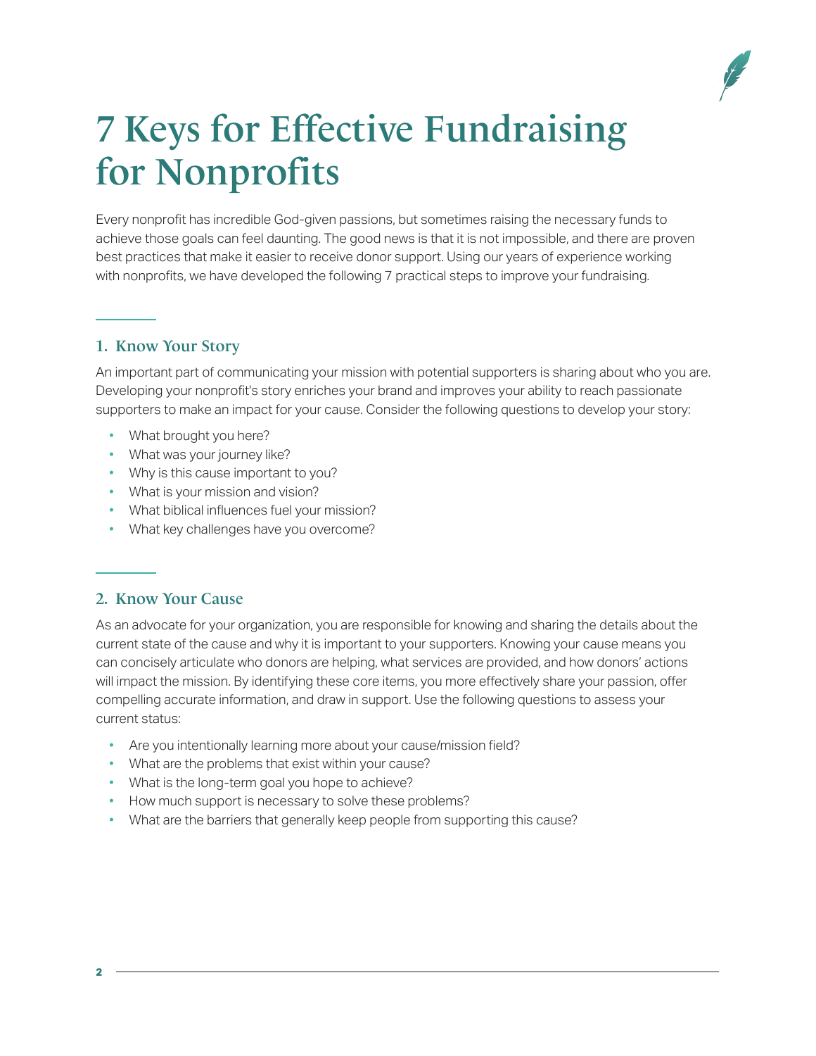# 7 Keys for Effective Fundraising for Nonprofits

Every nonprofit has incredible God-given passions, but sometimes raising the necessary funds to achieve those goals can feel daunting. The good news is that it is not impossible, and there are proven best practices that make it easier to receive donor support. Using our years of experience working with nonprofits, we have developed the following 7 practical steps to improve your fundraising.

## 1. Know Your Story

An important part of communicating your mission with potential supporters is sharing about who you are. Developing your nonprofit's story enriches your brand and improves your ability to reach passionate supporters to make an impact for your cause. Consider the following questions to develop your story:

- What brought you here?
- What was your journey like?
- Why is this cause important to you?
- What is your mission and vision?
- What biblical influences fuel your mission?
- What key challenges have you overcome?

## 2. Know Your Cause

As an advocate for your organization, you are responsible for knowing and sharing the details about the current state of the cause and why it is important to your supporters. Knowing your cause means you can concisely articulate who donors are helping, what services are provided, and how donors' actions will impact the mission. By identifying these core items, you more effectively share your passion, offer compelling accurate information, and draw in support. Use the following questions to assess your current status:

- Are you intentionally learning more about your cause/mission field?
- What are the problems that exist within your cause?
- What is the long-term goal you hope to achieve?
- How much support is necessary to solve these problems?
- What are the barriers that generally keep people from supporting this cause?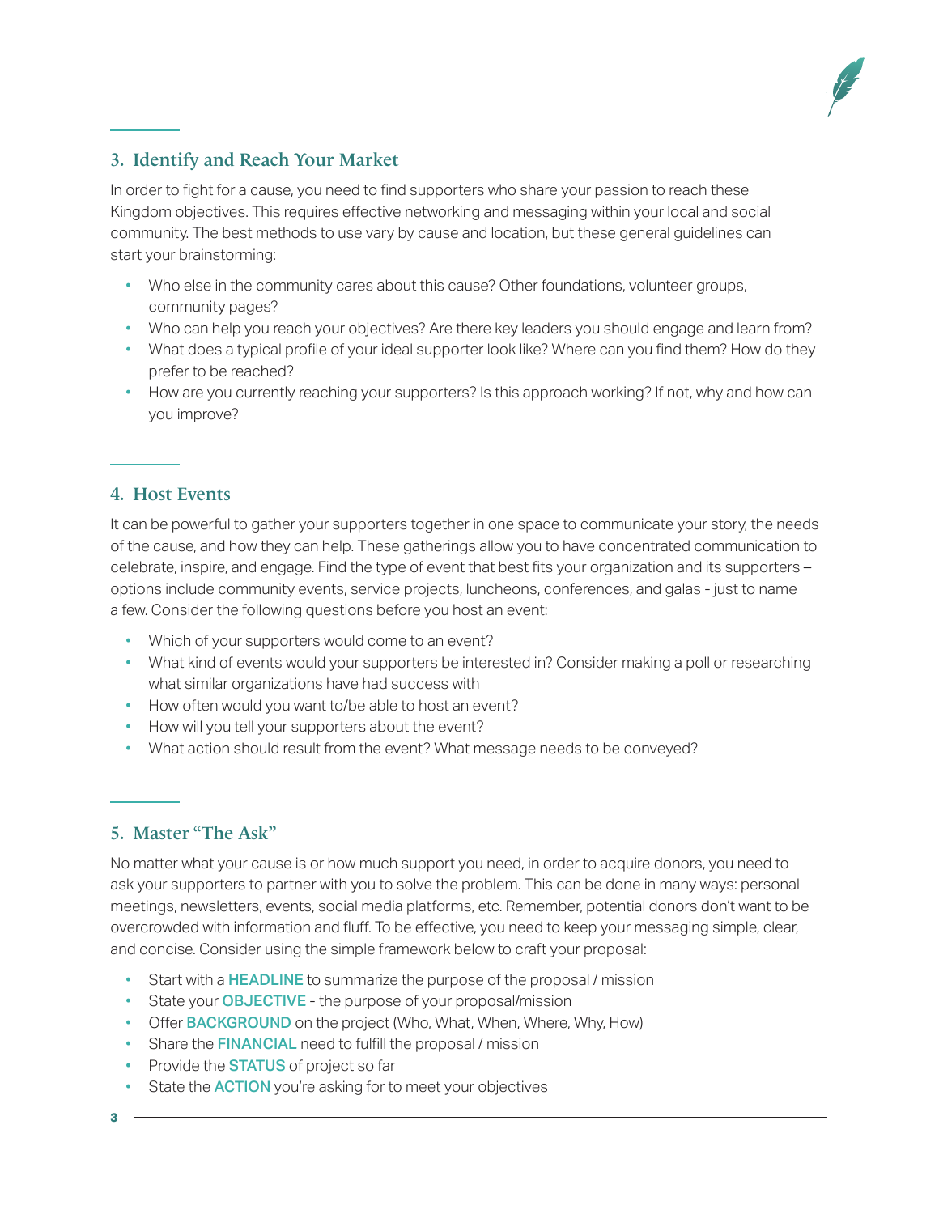## 3. Identify and Reach Your Market

In order to fight for a cause, you need to find supporters who share your passion to reach these Kingdom objectives. This requires effective networking and messaging within your local and social community. The best methods to use vary by cause and location, but these general guidelines can start your brainstorming:

- Who else in the community cares about this cause? Other foundations, volunteer groups, community pages?
- Who can help you reach your objectives? Are there key leaders you should engage and learn from?
- What does a typical profile of your ideal supporter look like? Where can you find them? How do they prefer to be reached?
- How are you currently reaching your supporters? Is this approach working? If not, why and how can you improve?

## 4. Host Events

It can be powerful to gather your supporters together in one space to communicate your story, the needs of the cause, and how they can help. These gatherings allow you to have concentrated communication to celebrate, inspire, and engage. Find the type of event that best fits your organization and its supporters – options include community events, service projects, luncheons, conferences, and galas - just to name a few. Consider the following questions before you host an event:

- Which of your supporters would come to an event?
- What kind of events would your supporters be interested in? Consider making a poll or researching what similar organizations have had success with
- How often would you want to/be able to host an event?
- How will you tell your supporters about the event?
- What action should result from the event? What message needs to be conveyed?

## 5. Master "The Ask"

No matter what your cause is or how much support you need, in order to acquire donors, you need to ask your supporters to partner with you to solve the problem. This can be done in many ways: personal meetings, newsletters, events, social media platforms, etc. Remember, potential donors don't want to be overcrowded with information and fluff. To be effective, you need to keep your messaging simple, clear, and concise. Consider using the simple framework below to craft your proposal:

- Start with a **HEADLINE** to summarize the purpose of the proposal / mission
- State your **OBJECTIVE** - the purpose of your proposal/mission
- Offer **BACKGROUND** on the project (Who, What, When, Where, Why, How)
- Share the **FINANCIAL** need to fulfill the proposal / mission
- Provide the **STATUS** of project so far
- State the **ACTION** you're asking for to meet your objectives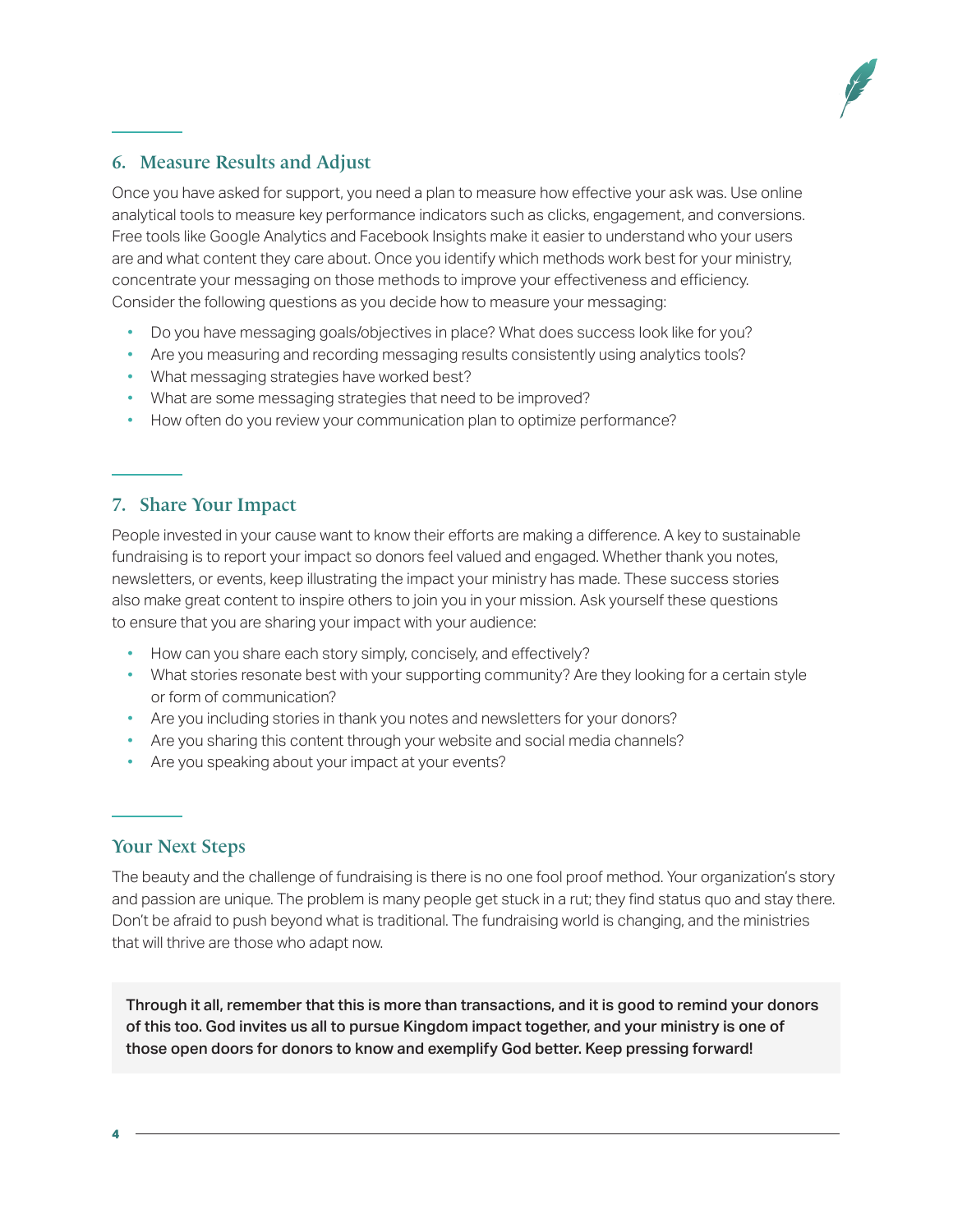## 6. Measure Results and Adjust

Once you have asked for support, you need a plan to measure how effective your ask was. Use online analytical tools to measure key performance indicators such as clicks, engagement, and conversions. Free tools like Google Analytics and Facebook Insights make it easier to understand who your users are and what content they care about. Once you identify which methods work best for your ministry, concentrate your messaging on those methods to improve your effectiveness and efficiency. Consider the following questions as you decide how to measure your messaging:

- Do you have messaging goals/objectives in place? What does success look like for you?
- Are you measuring and recording messaging results consistently using analytics tools?
- What messaging strategies have worked best?
- What are some messaging strategies that need to be improved?
- How often do you review your communication plan to optimize performance?

## 7. Share Your Impact

People invested in your cause want to know their efforts are making a difference. A key to sustainable fundraising is to report your impact so donors feel valued and engaged. Whether thank you notes, newsletters, or events, keep illustrating the impact your ministry has made. These success stories also make great content to inspire others to join you in your mission. Ask yourself these questions to ensure that you are sharing your impact with your audience:

- How can you share each story simply, concisely, and effectively?
- What stories resonate best with your supporting community? Are they looking for a certain style or form of communication?
- Are you including stories in thank you notes and newsletters for your donors?
- Are you sharing this content through your website and social media channels?
- Are you speaking about your impact at your events?

## Your Next Steps

The beauty and the challenge of fundraising is there is no one fool proof method. Your organization's story and passion are unique. The problem is many people get stuck in a rut; they find status quo and stay there. Don't be afraid to push beyond what is traditional. The fundraising world is changing, and the ministries that will thrive are those who adapt now.

**Through it all, remember that this is more than transactions, and it is good to remind your donors of this too. God invites us all to pursue Kingdom impact together, and your ministry is one of those open doors for donors to know and exemplify God better. Keep pressing forward!**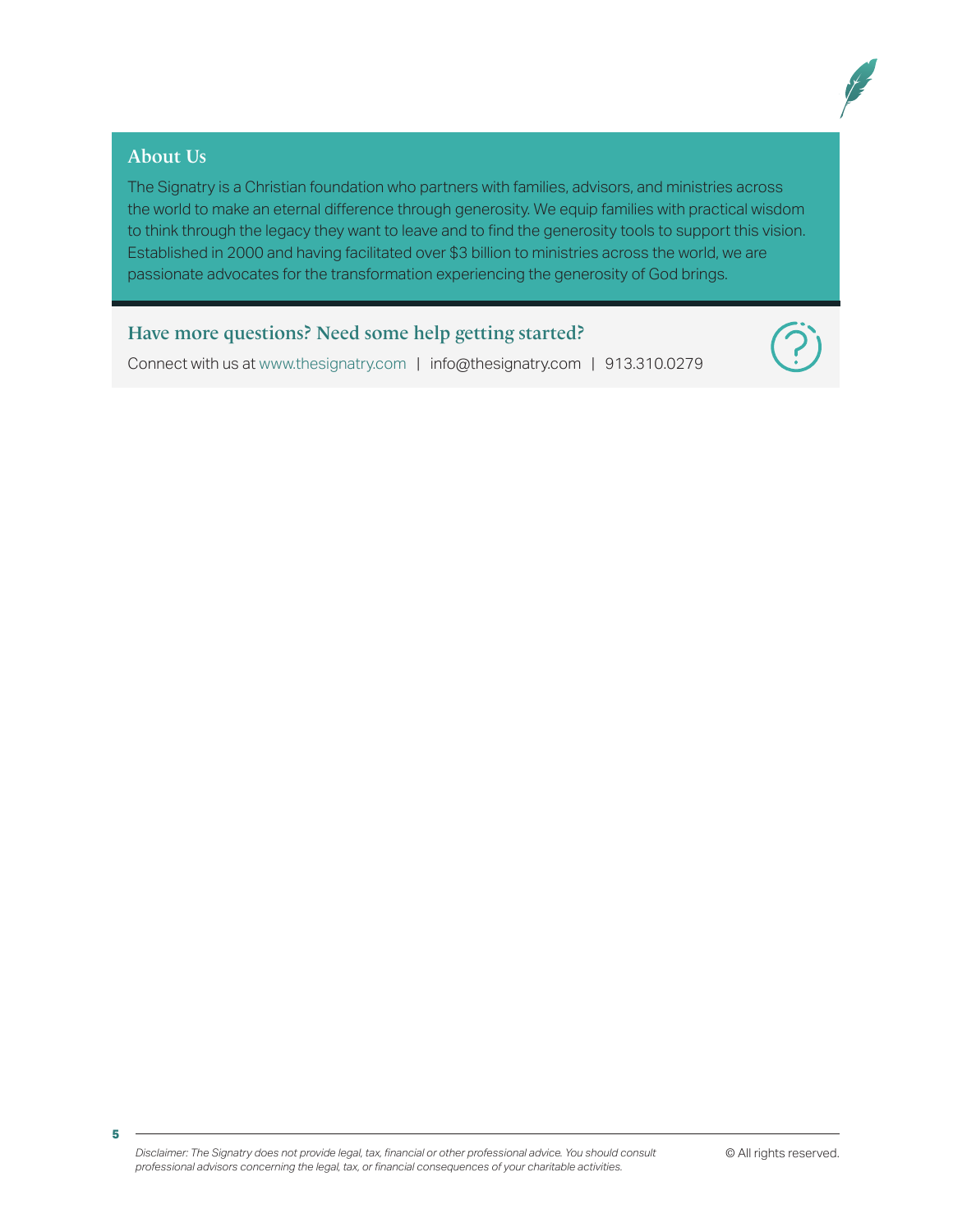## About Us

The Signatry is a Christian foundation who partners with families, advisors, and ministries across the world to make an eternal difference through generosity. We equip families with practical wisdom to think through the legacy they want to leave and to find the generosity tools to support this vision. Established in 2000 and having facilitated over $3 billion to ministries across the world, we are passionate advocates for the transformation experiencing the generosity of God brings.

## Have more questions? Need some help getting started?

Connect with us at www.thesignatry.com | info@thesignatry.com | 913.310.0279

*Disclaimer: The Signatry does not provide legal, tax, financial or other professional advice. You should consult professional advisors concerning the legal, tax, or financial consequences of your charitable activities.*

© All rights reserved.